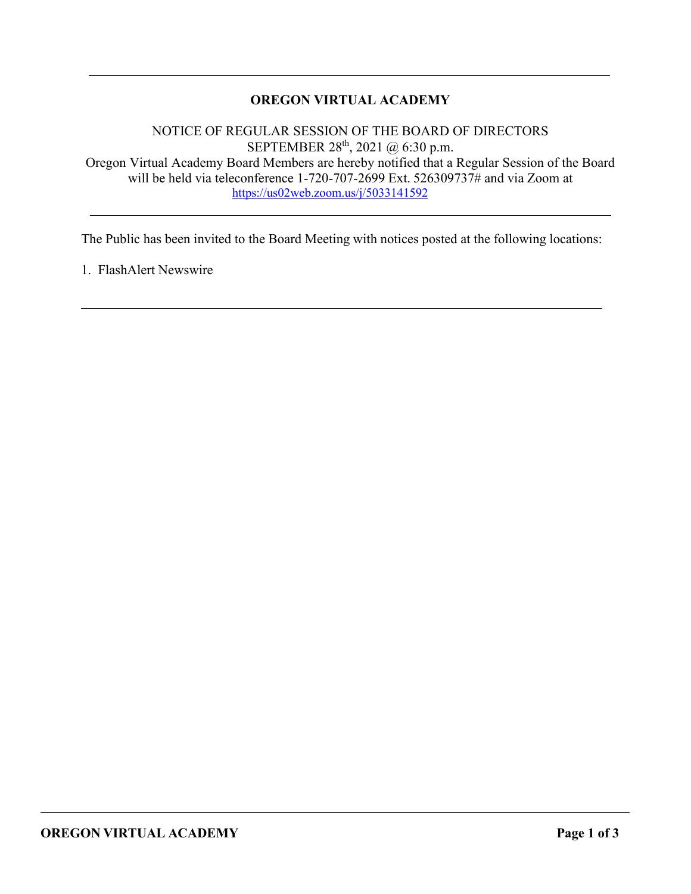---

# OREGON VIRTUAL ACADEMY

NOTICE OF REGULAR SESSION OF THE BOARD OF DIRECTORS
SEPTEMBER 28th, 2021 @ 6:30 p.m.
Oregon Virtual Academy Board Members are hereby notified that a Regular Session of the Board will be held via teleconference 1-720-707-2699 Ext. 526309737# and via Zoom at https://us02web.zoom.us/j/5033141592

---

The Public has been invited to the Board Meeting with notices posted at the following locations:

1. FlashAlert Newswire

---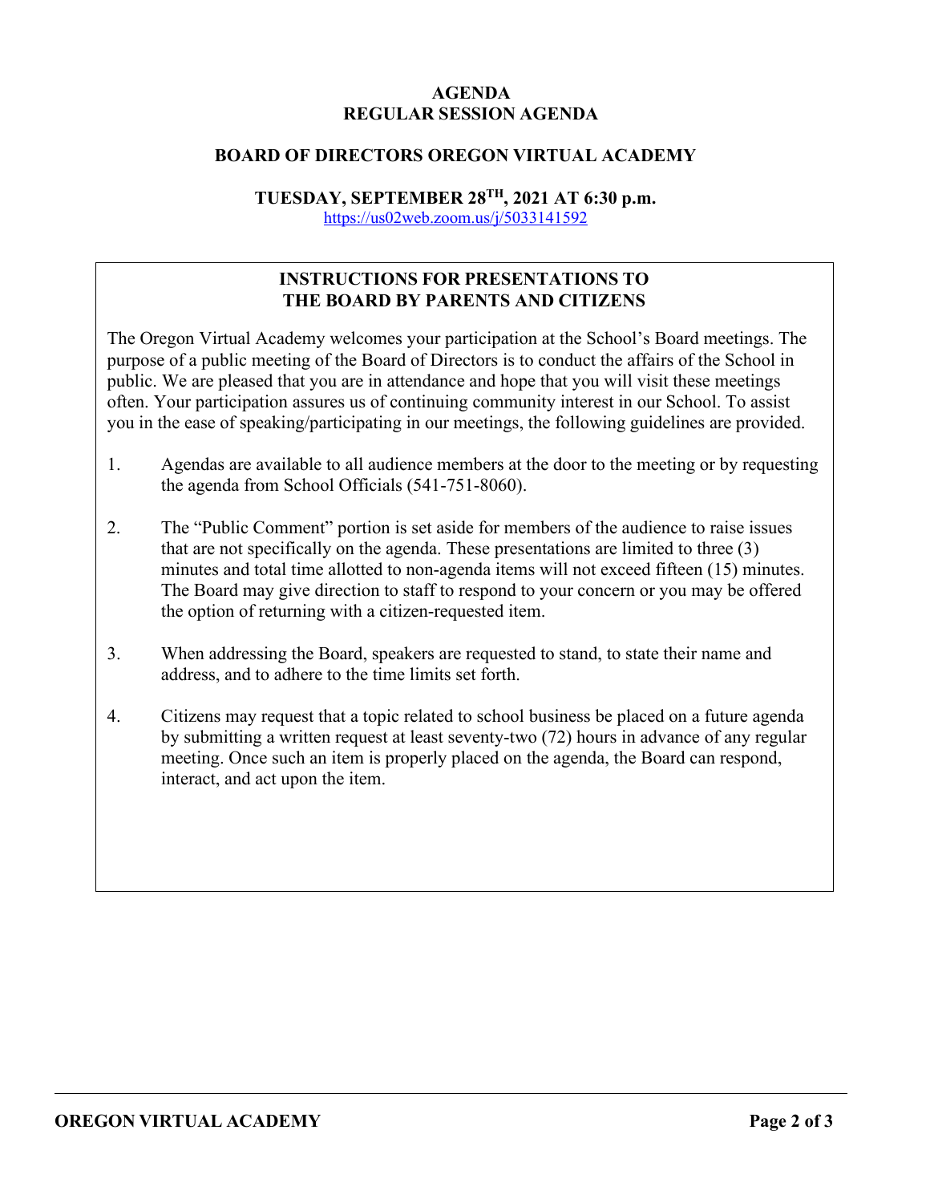**AGENDA**
**REGULAR SESSION AGENDA**

**BOARD OF DIRECTORS OREGON VIRTUAL ACADEMY**

**TUESDAY, SEPTEMBER 28TH, 2021 AT 6:30 p.m.**
https://us02web.zoom.us/j/5033141592

**INSTRUCTIONS FOR PRESENTATIONS TO THE BOARD BY PARENTS AND CITIZENS**

The Oregon Virtual Academy welcomes your participation at the School's Board meetings. The purpose of a public meeting of the Board of Directors is to conduct the affairs of the School in public. We are pleased that you are in attendance and hope that you will visit these meetings often. Your participation assures us of continuing community interest in our School. To assist you in the ease of speaking/participating in our meetings, the following guidelines are provided.

1. Agendas are available to all audience members at the door to the meeting or by requesting the agenda from School Officials (541-751-8060).

2. The "Public Comment" portion is set aside for members of the audience to raise issues that are not specifically on the agenda. These presentations are limited to three (3) minutes and total time allotted to non-agenda items will not exceed fifteen (15) minutes. The Board may give direction to staff to respond to your concern or you may be offered the option of returning with a citizen-requested item.

3. When addressing the Board, speakers are requested to stand, to state their name and address, and to adhere to the time limits set forth.

4. Citizens may request that a topic related to school business be placed on a future agenda by submitting a written request at least seventy-two (72) hours in advance of any regular meeting. Once such an item is properly placed on the agenda, the Board can respond, interact, and act upon the item.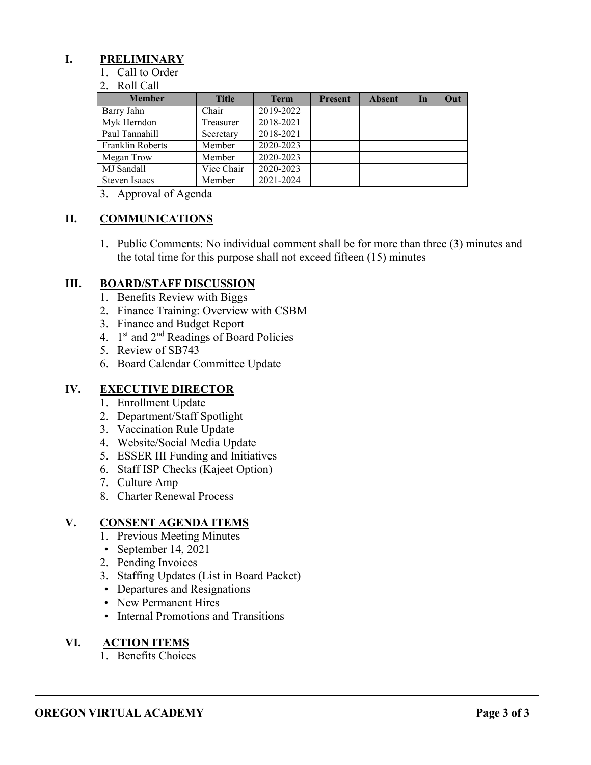## I. PRELIMINARY

1. Call to Order
2. Roll Call

| Member | Title | Term | Present | Absent | In | Out |
|---|---|---|---|---|---|---|
| Barry Jahn | Chair | 2019-2022 | | | | |
| Myk Herndon | Treasurer | 2018-2021 | | | | |
| Paul Tannahill | Secretary | 2018-2021 | | | | |
| Franklin Roberts | Member | 2020-2023 | | | | |
| Megan Trow | Member | 2020-2023 | | | | |
| MJ Sandall | Vice Chair | 2020-2023 | | | | |
| Steven Isaacs | Member | 2021-2024 | | | | |

3. Approval of Agenda

## II. COMMUNICATIONS

1. Public Comments: No individual comment shall be for more than three (3) minutes and the total time for this purpose shall not exceed fifteen (15) minutes

## III. BOARD/STAFF DISCUSSION

1. Benefits Review with Biggs
2. Finance Training: Overview with CSBM
3. Finance and Budget Report
4. 1st and 2nd Readings of Board Policies
5. Review of SB743
6. Board Calendar Committee Update

## IV. EXECUTIVE DIRECTOR

1. Enrollment Update
2. Department/Staff Spotlight
3. Vaccination Rule Update
4. Website/Social Media Update
5. ESSER III Funding and Initiatives
6. Staff ISP Checks (Kajeet Option)
7. Culture Amp
8. Charter Renewal Process

## V. CONSENT AGENDA ITEMS

1. Previous Meeting Minutes
   - September 14, 2021
2. Pending Invoices
3. Staffing Updates (List in Board Packet)
   - Departures and Resignations
   - New Permanent Hires
   - Internal Promotions and Transitions

## VI. ACTION ITEMS

1. Benefits Choices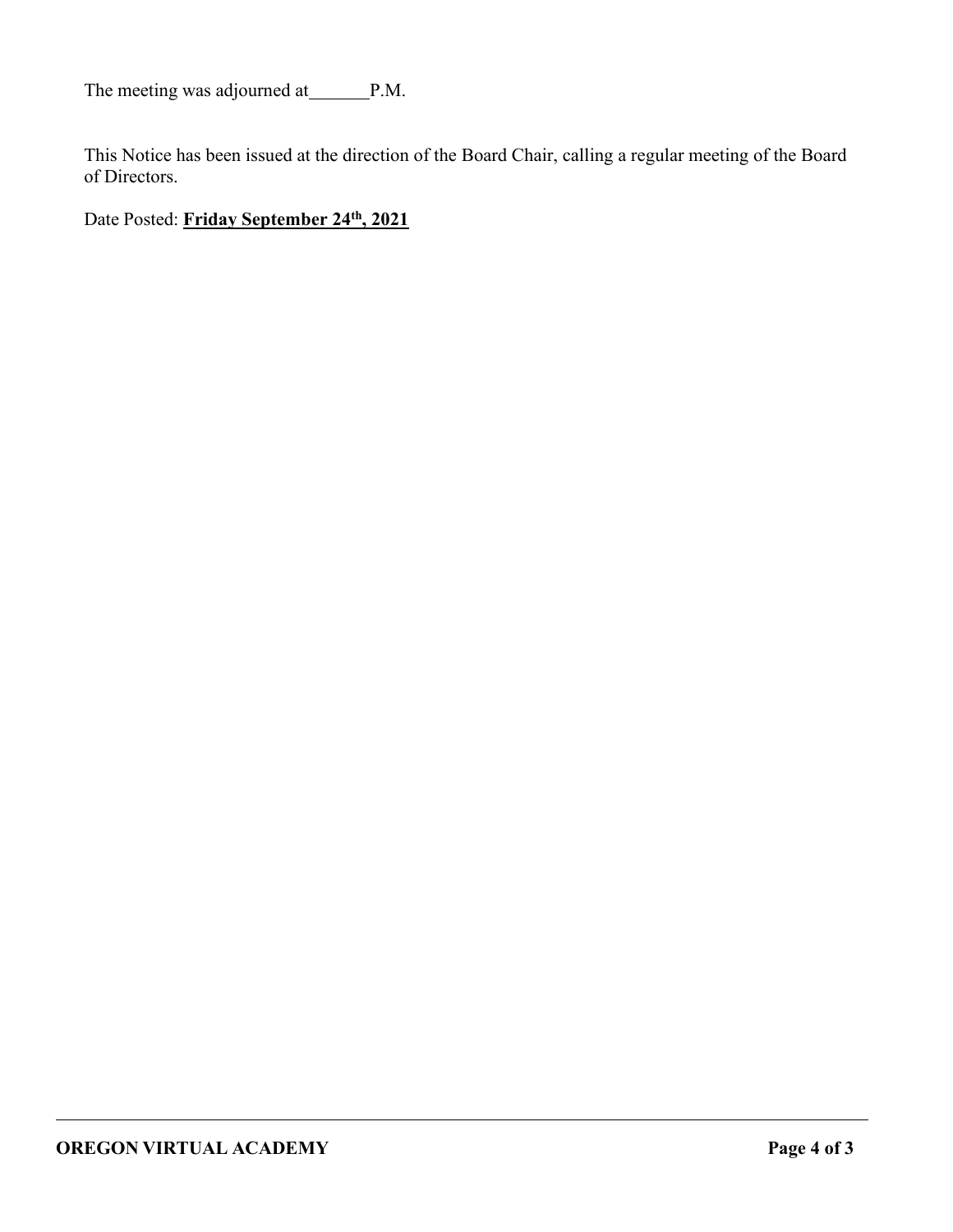The meeting was adjourned at\_\_\_\_\_\_\_P.M.

This Notice has been issued at the direction of the Board Chair, calling a regular meeting of the Board of Directors.

Date Posted: **Friday September 24th, 2021**